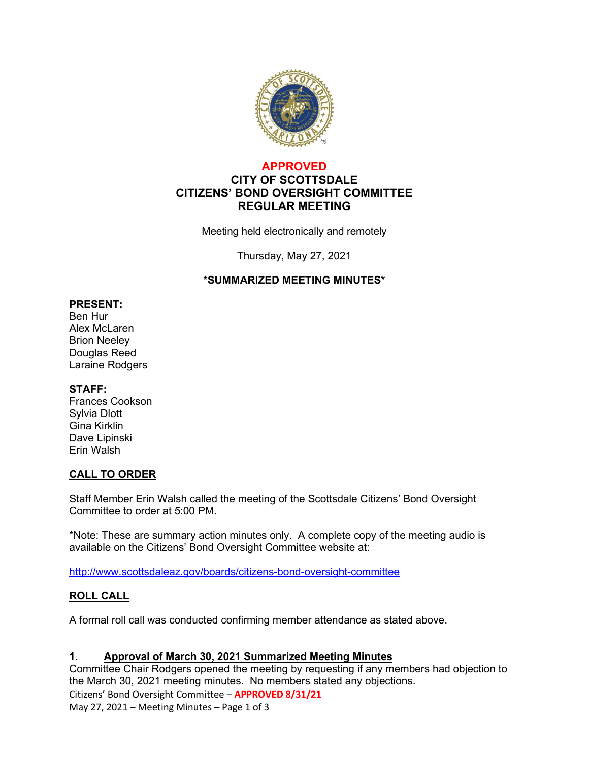**APPROVED**

# CITY OF SCOTTSDALE
# CITIZENS' BOND OVERSIGHT COMMITTEE
# REGULAR MEETING

Meeting held electronically and remotely

Thursday, May 27, 2021

**\*SUMMARIZED MEETING MINUTES\***

**PRESENT:**
Ben Hur
Alex McLaren
Brion Neeley
Douglas Reed
Laraine Rodgers

**STAFF:**
Frances Cookson
Sylvia Dlott
Gina Kirklin
Dave Lipinski
Erin Walsh

## CALL TO ORDER

Staff Member Erin Walsh called the meeting of the Scottsdale Citizens' Bond Oversight Committee to order at 5:00 PM.

\*Note: These are summary action minutes only. A complete copy of the meeting audio is available on the Citizens' Bond Oversight Committee website at:

http://www.scottsdaleaz.gov/boards/citizens-bond-oversight-committee

## ROLL CALL

A formal roll call was conducted confirming member attendance as stated above.

### 1. Approval of March 30, 2021 Summarized Meeting Minutes

Committee Chair Rodgers opened the meeting by requesting if any members had objection to the March 30, 2021 meeting minutes. No members stated any objections.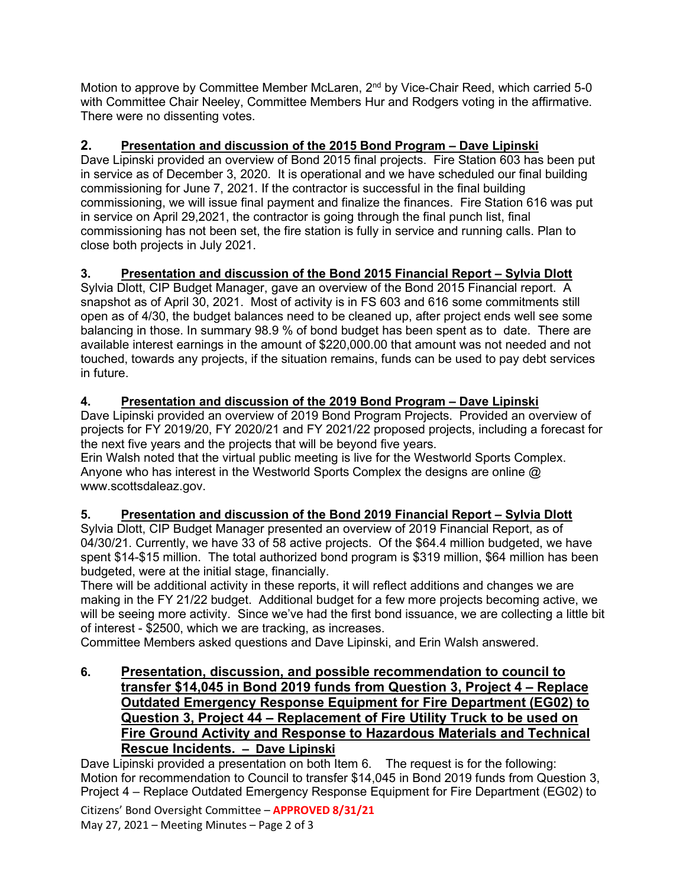Motion to approve by Committee Member McLaren, 2nd by Vice-Chair Reed, which carried 5-0 with Committee Chair Neeley, Committee Members Hur and Rodgers voting in the affirmative. There were no dissenting votes.

## 2. Presentation and discussion of the 2015 Bond Program – Dave Lipinski

Dave Lipinski provided an overview of Bond 2015 final projects. Fire Station 603 has been put in service as of December 3, 2020. It is operational and we have scheduled our final building commissioning for June 7, 2021. If the contractor is successful in the final building commissioning, we will issue final payment and finalize the finances. Fire Station 616 was put in service on April 29,2021, the contractor is going through the final punch list, final commissioning has not been set, the fire station is fully in service and running calls. Plan to close both projects in July 2021.

## 3. Presentation and discussion of the Bond 2015 Financial Report – Sylvia Dlott

Sylvia Dlott, CIP Budget Manager, gave an overview of the Bond 2015 Financial report. A snapshot as of April 30, 2021. Most of activity is in FS 603 and 616 some commitments still open as of 4/30, the budget balances need to be cleaned up, after project ends well see some balancing in those. In summary 98.9 % of bond budget has been spent as to date. There are available interest earnings in the amount of $220,000.00 that amount was not needed and not touched, towards any projects, if the situation remains, funds can be used to pay debt services in future.

## 4. Presentation and discussion of the 2019 Bond Program – Dave Lipinski

Dave Lipinski provided an overview of 2019 Bond Program Projects. Provided an overview of projects for FY 2019/20, FY 2020/21 and FY 2021/22 proposed projects, including a forecast for the next five years and the projects that will be beyond five years.

Erin Walsh noted that the virtual public meeting is live for the Westworld Sports Complex. Anyone who has interest in the Westworld Sports Complex the designs are online @ www.scottsdaleaz.gov.

## 5. Presentation and discussion of the Bond 2019 Financial Report – Sylvia Dlott

Sylvia Dlott, CIP Budget Manager presented an overview of 2019 Financial Report, as of 04/30/21. Currently, we have 33 of 58 active projects. Of the $64.4 million budgeted, we have spent $14-$15 million. The total authorized bond program is $319 million, $64 million has been budgeted, were at the initial stage, financially.

There will be additional activity in these reports, it will reflect additions and changes we are making in the FY 21/22 budget. Additional budget for a few more projects becoming active, we will be seeing more activity. Since we've had the first bond issuance, we are collecting a little bit of interest - $2500, which we are tracking, as increases.

Committee Members asked questions and Dave Lipinski, and Erin Walsh answered.

## 6. Presentation, discussion, and possible recommendation to council to transfer $14,045 in Bond 2019 funds from Question 3, Project 4 – Replace Outdated Emergency Response Equipment for Fire Department (EG02) to Question 3, Project 44 – Replacement of Fire Utility Truck to be used on Fire Ground Activity and Response to Hazardous Materials and Technical Rescue Incidents. – Dave Lipinski

Dave Lipinski provided a presentation on both Item 6. The request is for the following: Motion for recommendation to Council to transfer $14,045 in Bond 2019 funds from Question 3, Project 4 – Replace Outdated Emergency Response Equipment for Fire Department (EG02) to

Citizens' Bond Oversight Committee – **APPROVED 8/31/21**
May 27, 2021 – Meeting Minutes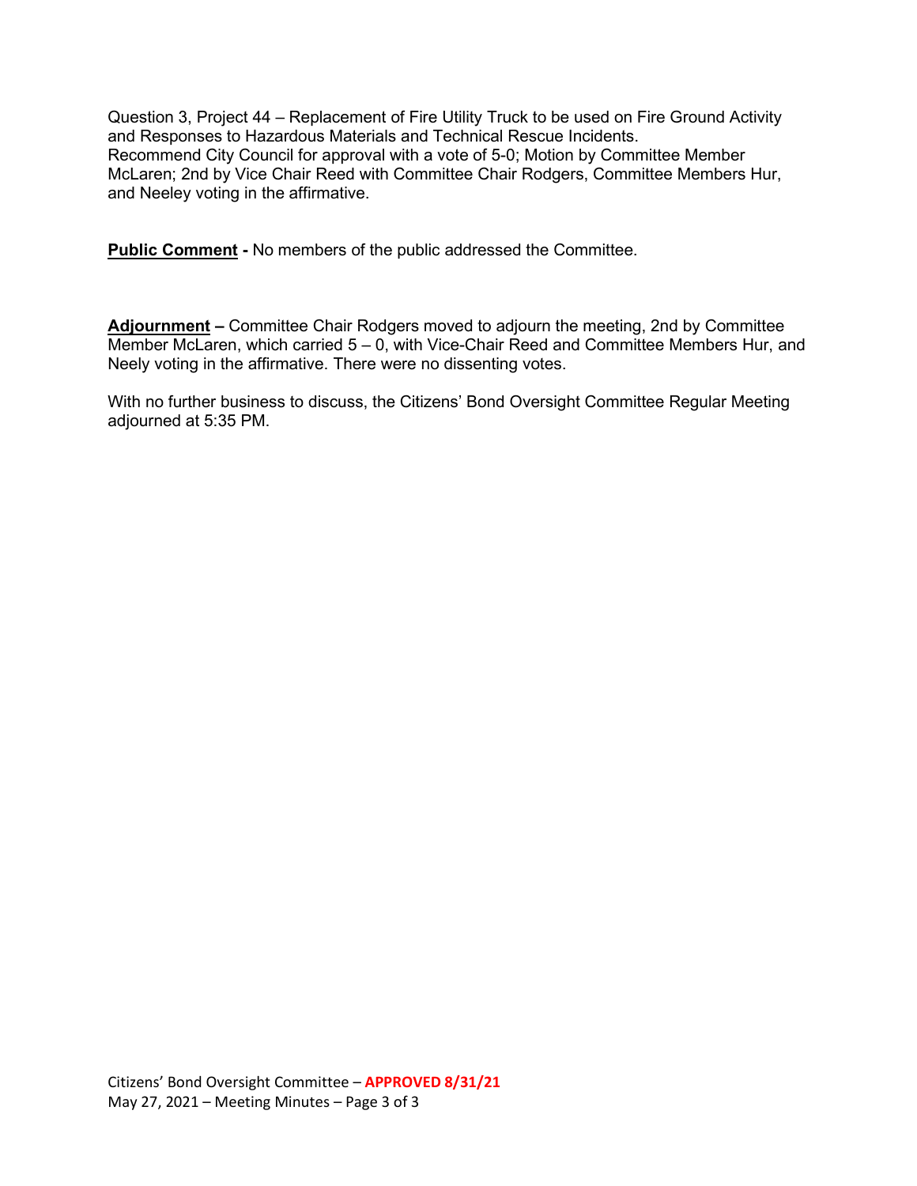Question 3, Project 44 – Replacement of Fire Utility Truck to be used on Fire Ground Activity and Responses to Hazardous Materials and Technical Rescue Incidents.
Recommend City Council for approval with a vote of 5-0; Motion by Committee Member McLaren; 2nd by Vice Chair Reed with Committee Chair Rodgers, Committee Members Hur, and Neeley voting in the affirmative.

**Public Comment -** No members of the public addressed the Committee.

**Adjournment –** Committee Chair Rodgers moved to adjourn the meeting, 2nd by Committee Member McLaren, which carried 5 – 0, with Vice-Chair Reed and Committee Members Hur, and Neely voting in the affirmative. There were no dissenting votes.

With no further business to discuss, the Citizens' Bond Oversight Committee Regular Meeting adjourned at 5:35 PM.